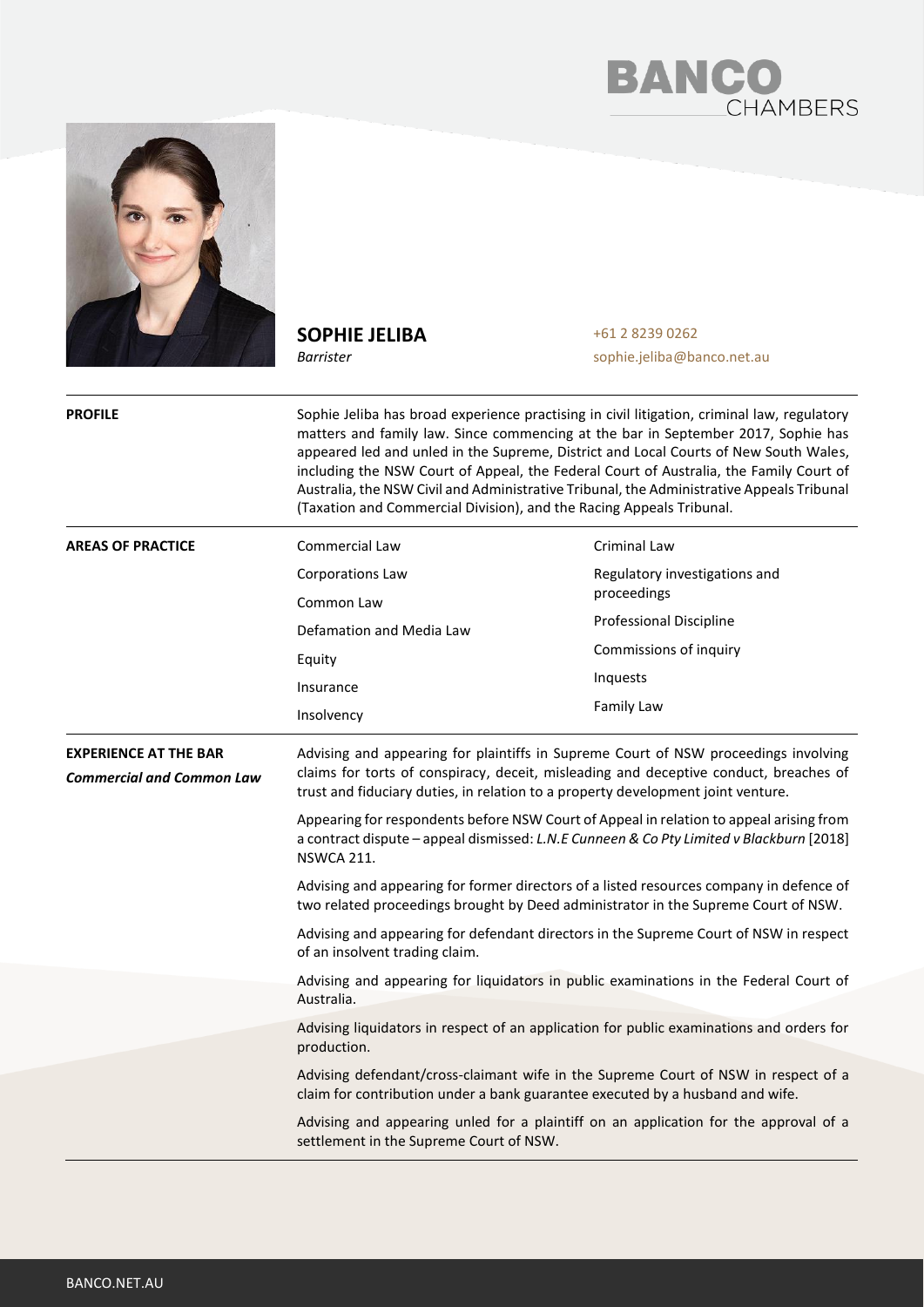# SOPHIE JELIBA

*Barrister*

+61 2 8239 0262
sophie.jeliba@banco.net.au

## PROFILE

Sophie Jeliba has broad experience practising in civil litigation, criminal law, regulatory matters and family law. Since commencing at the bar in September 2017, Sophie has appeared led and unled in the Supreme, District and Local Courts of New South Wales, including the NSW Court of Appeal, the Federal Court of Australia, the Family Court of Australia, the NSW Civil and Administrative Tribunal, the Administrative Appeals Tribunal (Taxation and Commercial Division), and the Racing Appeals Tribunal.

## AREAS OF PRACTICE

- Commercial Law
- Corporations Law
- Common Law
- Defamation and Media Law
- Equity
- Insurance
- Insolvency
- Criminal Law
- Regulatory investigations and proceedings
- Professional Discipline
- Commissions of inquiry
- Inquests
- Family Law

## EXPERIENCE AT THE BAR

### *Commercial and Common Law*

Advising and appearing for plaintiffs in Supreme Court of NSW proceedings involving claims for torts of conspiracy, deceit, misleading and deceptive conduct, breaches of trust and fiduciary duties, in relation to a property development joint venture.

Appearing for respondents before NSW Court of Appeal in relation to appeal arising from a contract dispute – appeal dismissed: *L.N.E Cunneen & Co Pty Limited v Blackburn* [2018] NSWCA 211.

Advising and appearing for former directors of a listed resources company in defence of two related proceedings brought by Deed administrator in the Supreme Court of NSW.

Advising and appearing for defendant directors in the Supreme Court of NSW in respect of an insolvent trading claim.

Advising and appearing for liquidators in public examinations in the Federal Court of Australia.

Advising liquidators in respect of an application for public examinations and orders for production.

Advising defendant/cross-claimant wife in the Supreme Court of NSW in respect of a claim for contribution under a bank guarantee executed by a husband and wife.

Advising and appearing unled for a plaintiff on an application for the approval of a settlement in the Supreme Court of NSW.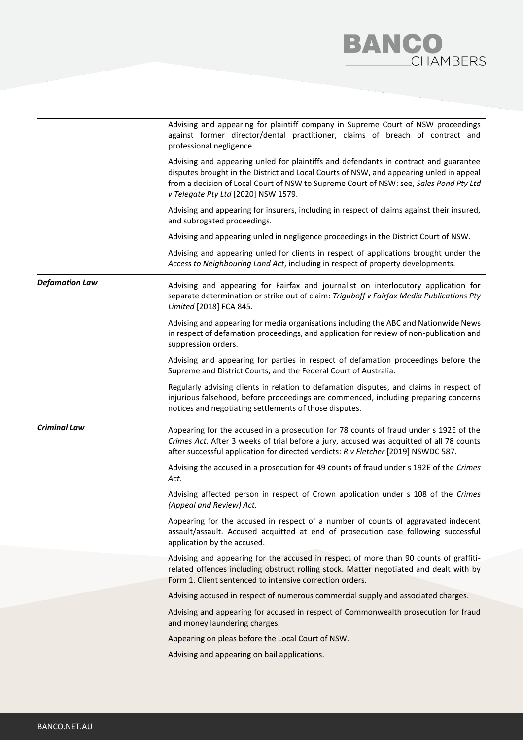| | |
|---|---|
| | Advising and appearing for plaintiff company in Supreme Court of NSW proceedings against former director/dental practitioner, claims of breach of contract and professional negligence.<br><br>Advising and appearing unled for plaintiffs and defendants in contract and guarantee disputes brought in the District and Local Courts of NSW, and appearing unled in appeal from a decision of Local Court of NSW to Supreme Court of NSW: see, *Sales Pond Pty Ltd v Telegate Pty Ltd* [2020] NSW 1579.<br><br>Advising and appearing for insurers, including in respect of claims against their insured, and subrogated proceedings.<br><br>Advising and appearing unled in negligence proceedings in the District Court of NSW.<br><br>Advising and appearing unled for clients in respect of applications brought under the *Access to Neighbouring Land Act*, including in respect of property developments. |
| ***Defamation Law*** | Advising and appearing for Fairfax and journalist on interlocutory application for separate determination or strike out of claim: *Triguboff v Fairfax Media Publications Pty Limited* [2018] FCA 845.<br><br>Advising and appearing for media organisations including the ABC and Nationwide News in respect of defamation proceedings, and application for review of non-publication and suppression orders.<br><br>Advising and appearing for parties in respect of defamation proceedings before the Supreme and District Courts, and the Federal Court of Australia.<br><br>Regularly advising clients in relation to defamation disputes, and claims in respect of injurious falsehood, before proceedings are commenced, including preparing concerns notices and negotiating settlements of those disputes. |
| ***Criminal Law*** | Appearing for the accused in a prosecution for 78 counts of fraud under s 192E of the *Crimes Act*. After 3 weeks of trial before a jury, accused was acquitted of all 78 counts after successful application for directed verdicts: *R v Fletcher* [2019] NSWDC 587.<br><br>Advising the accused in a prosecution for 49 counts of fraud under s 192E of the *Crimes Act*.<br><br>Advising affected person in respect of Crown application under s 108 of the *Crimes (Appeal and Review) Act.*<br><br>Appearing for the accused in respect of a number of counts of aggravated indecent assault/assault. Accused acquitted at end of prosecution case following successful application by the accused.<br><br>Advising and appearing for the accused in respect of more than 90 counts of graffiti-related offences including obstruct rolling stock. Matter negotiated and dealt with by Form 1. Client sentenced to intensive correction orders.<br><br>Advising accused in respect of numerous commercial supply and associated charges.<br><br>Advising and appearing for accused in respect of Commonwealth prosecution for fraud and money laundering charges.<br><br>Appearing on pleas before the Local Court of NSW.<br><br>Advising and appearing on bail applications. |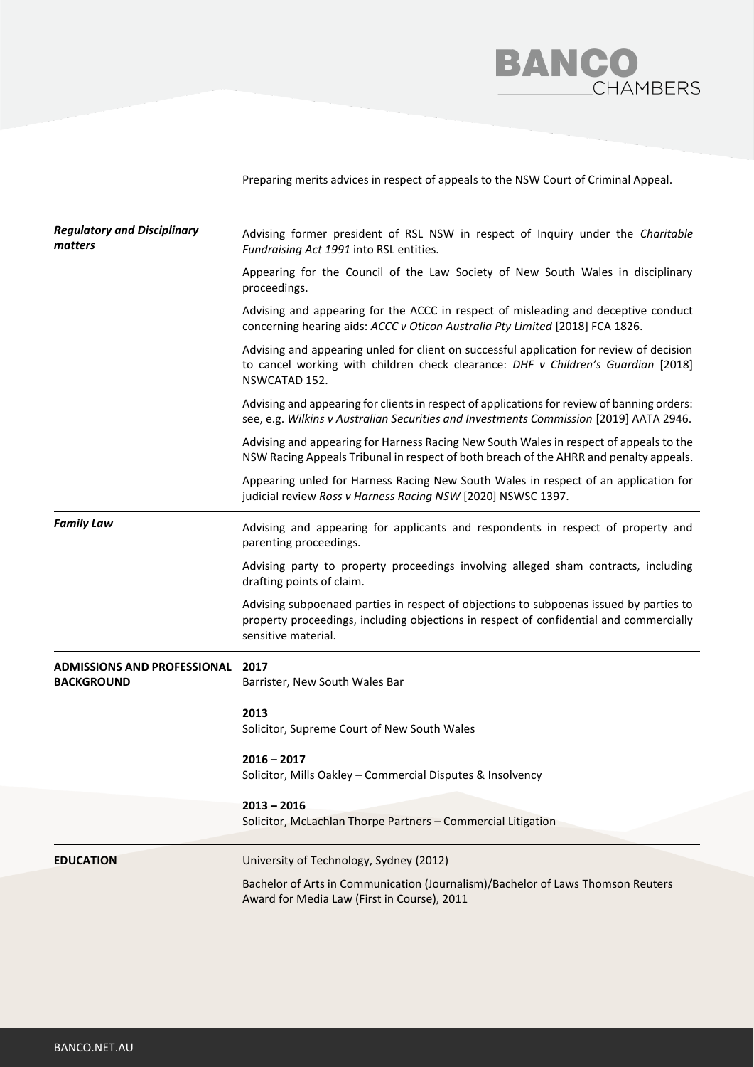Preparing merits advices in respect of appeals to the NSW Court of Criminal Appeal.

***Regulatory and Disciplinary matters***

Advising former president of RSL NSW in respect of Inquiry under the *Charitable Fundraising Act 1991* into RSL entities.

Appearing for the Council of the Law Society of New South Wales in disciplinary proceedings.

Advising and appearing for the ACCC in respect of misleading and deceptive conduct concerning hearing aids: *ACCC v Oticon Australia Pty Limited* [2018] FCA 1826.

Advising and appearing unled for client on successful application for review of decision to cancel working with children check clearance: *DHF v Children's Guardian* [2018] NSWCATAD 152.

Advising and appearing for clients in respect of applications for review of banning orders: see, e.g. *Wilkins v Australian Securities and Investments Commission* [2019] AATA 2946.

Advising and appearing for Harness Racing New South Wales in respect of appeals to the NSW Racing Appeals Tribunal in respect of both breach of the AHRR and penalty appeals.

Appearing unled for Harness Racing New South Wales in respect of an application for judicial review *Ross v Harness Racing NSW* [2020] NSWSC 1397.

***Family Law***

Advising and appearing for applicants and respondents in respect of property and parenting proceedings.

Advising party to property proceedings involving alleged sham contracts, including drafting points of claim.

Advising subpoenaed parties in respect of objections to subpoenas issued by parties to property proceedings, including objections in respect of confidential and commercially sensitive material.

**ADMISSIONS AND PROFESSIONAL BACKGROUND**

**2017**
Barrister, New South Wales Bar

**2013**
Solicitor, Supreme Court of New South Wales

**2016 – 2017**
Solicitor, Mills Oakley – Commercial Disputes & Insolvency

**2013 – 2016**
Solicitor, McLachlan Thorpe Partners – Commercial Litigation

**EDUCATION**

University of Technology, Sydney (2012)

Bachelor of Arts in Communication (Journalism)/Bachelor of Laws Thomson Reuters Award for Media Law (First in Course), 2011